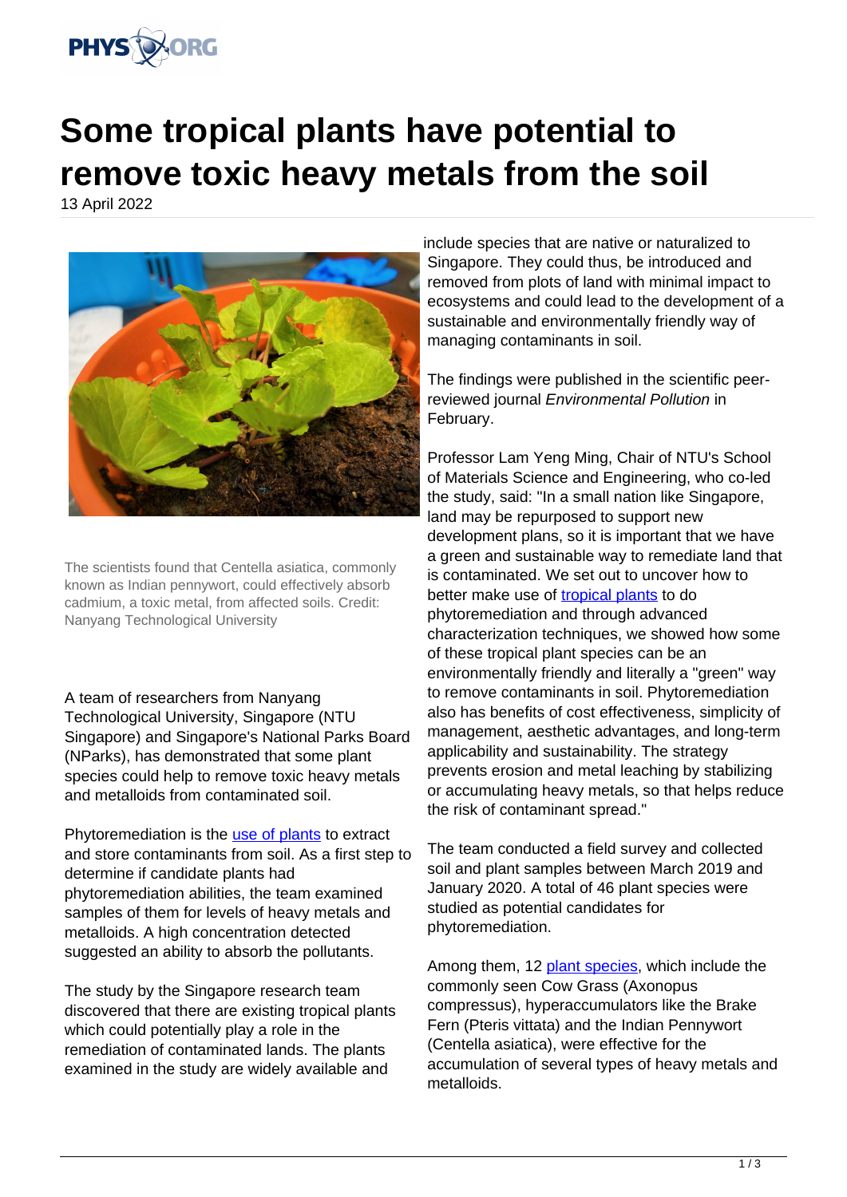# Some tropical plants have potential to remove toxic heavy metals from the soil

13 April 2022

The scientists found that Centella asiatica, commonly known as Indian pennywort, could effectively absorb cadmium, a toxic metal, from affected soils. Credit: Nanyang Technological University

A team of researchers from Nanyang Technological University, Singapore (NTU Singapore) and Singapore's National Parks Board (NParks), has demonstrated that some plant species could help to remove toxic heavy metals and metalloids from contaminated soil.

Phytoremediation is the use of plants to extract and store contaminants from soil. As a first step to determine if candidate plants had phytoremediation abilities, the team examined samples of them for levels of heavy metals and metalloids. A high concentration detected suggested an ability to absorb the pollutants.

The study by the Singapore research team discovered that there are existing tropical plants which could potentially play a role in the remediation of contaminated lands. The plants examined in the study are widely available and include species that are native or naturalized to Singapore. They could thus, be introduced and removed from plots of land with minimal impact to ecosystems and could lead to the development of a sustainable and environmentally friendly way of managing contaminants in soil.

The findings were published in the scientific peer-reviewed journal *Environmental Pollution* in February.

Professor Lam Yeng Ming, Chair of NTU's School of Materials Science and Engineering, who co-led the study, said: "In a small nation like Singapore, land may be repurposed to support new development plans, so it is important that we have a green and sustainable way to remediate land that is contaminated. We set out to uncover how to better make use of tropical plants to do phytoremediation and through advanced characterization techniques, we showed how some of these tropical plant species can be an environmentally friendly and literally a "green" way to remove contaminants in soil. Phytoremediation also has benefits of cost effectiveness, simplicity of management, aesthetic advantages, and long-term applicability and sustainability. The strategy prevents erosion and metal leaching by stabilizing or accumulating heavy metals, so that helps reduce the risk of contaminant spread."

The team conducted a field survey and collected soil and plant samples between March 2019 and January 2020. A total of 46 plant species were studied as potential candidates for phytoremediation.

Among them, 12 plant species, which include the commonly seen Cow Grass (Axonopus compressus), hyperaccumulators like the Brake Fern (Pteris vittata) and the Indian Pennywort (Centella asiatica), were effective for the accumulation of several types of heavy metals and metalloids.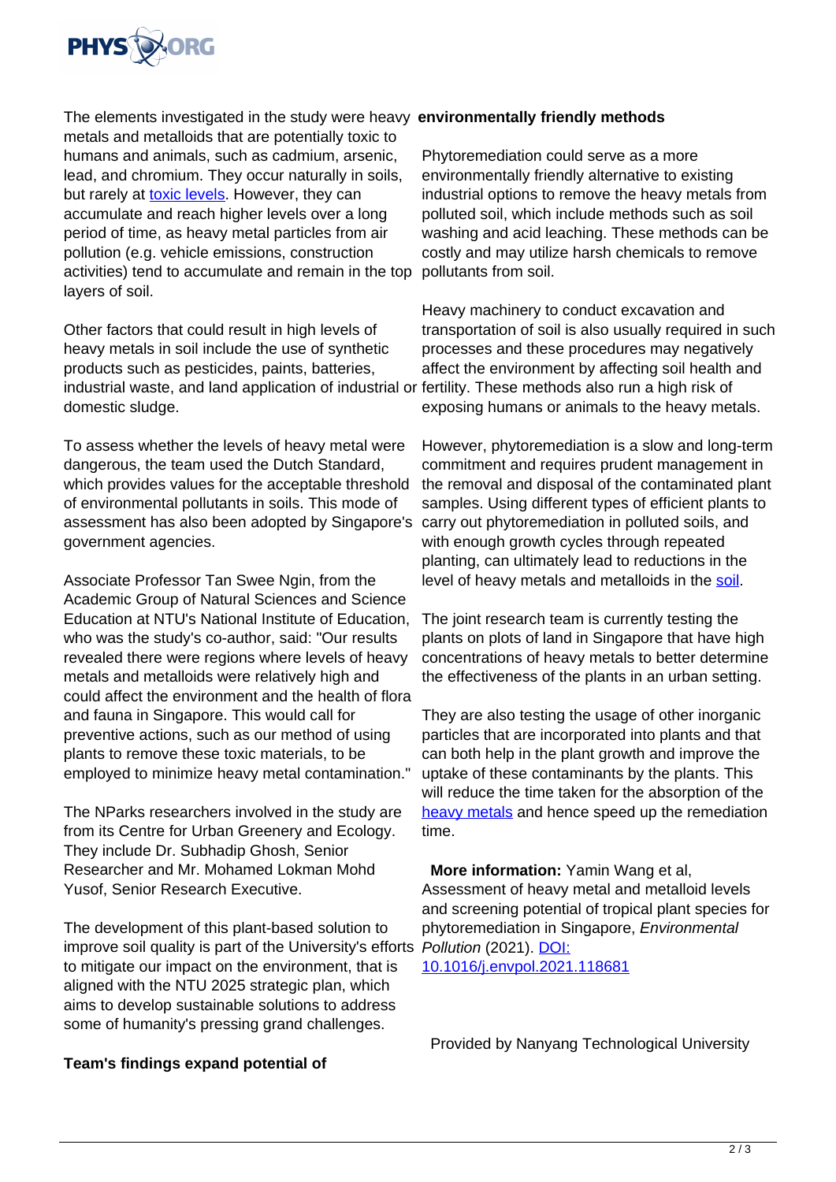The elements investigated in the study were heavy metals and metalloids that are potentially toxic to humans and animals, such as cadmium, arsenic, lead, and chromium. They occur naturally in soils, but rarely at toxic levels. However, they can accumulate and reach higher levels over a long period of time, as heavy metal particles from air pollution (e.g. vehicle emissions, construction activities) tend to accumulate and remain in the top layers of soil.

Other factors that could result in high levels of heavy metals in soil include the use of synthetic products such as pesticides, paints, batteries, industrial waste, and land application of industrial or domestic sludge.

To assess whether the levels of heavy metal were dangerous, the team used the Dutch Standard, which provides values for the acceptable threshold of environmental pollutants in soils. This mode of assessment has also been adopted by Singapore's government agencies.

Associate Professor Tan Swee Ngin, from the Academic Group of Natural Sciences and Science Education at NTU's National Institute of Education, who was the study's co-author, said: "Our results revealed there were regions where levels of heavy metals and metalloids were relatively high and could affect the environment and the health of flora and fauna in Singapore. This would call for preventive actions, such as our method of using plants to remove these toxic materials, to be employed to minimize heavy metal contamination."

The NParks researchers involved in the study are from its Centre for Urban Greenery and Ecology. They include Dr. Subhadip Ghosh, Senior Researcher and Mr. Mohamed Lokman Mohd Yusof, Senior Research Executive.

The development of this plant-based solution to improve soil quality is part of the University's efforts to mitigate our impact on the environment, that is aligned with the NTU 2025 strategic plan, which aims to develop sustainable solutions to address some of humanity's pressing grand challenges.

**Team's findings expand potential of environmentally friendly methods**

Phytoremediation could serve as a more environmentally friendly alternative to existing industrial options to remove the heavy metals from polluted soil, which include methods such as soil washing and acid leaching. These methods can be costly and may utilize harsh chemicals to remove pollutants from soil.

Heavy machinery to conduct excavation and transportation of soil is also usually required in such processes and these procedures may negatively affect the environment by affecting soil health and fertility. These methods also run a high risk of exposing humans or animals to the heavy metals.

However, phytoremediation is a slow and long-term commitment and requires prudent management in the removal and disposal of the contaminated plant samples. Using different types of efficient plants to carry out phytoremediation in polluted soils, and with enough growth cycles through repeated planting, can ultimately lead to reductions in the level of heavy metals and metalloids in the soil.

The joint research team is currently testing the plants on plots of land in Singapore that have high concentrations of heavy metals to better determine the effectiveness of the plants in an urban setting.

They are also testing the usage of other inorganic particles that are incorporated into plants and that can both help in the plant growth and improve the uptake of these contaminants by the plants. This will reduce the time taken for the absorption of the heavy metals and hence speed up the remediation time.

**More information:** Yamin Wang et al, Assessment of heavy metal and metalloid levels and screening potential of tropical plant species for phytoremediation in Singapore, *Environmental Pollution* (2021). DOI: 10.1016/j.envpol.2021.118681

Provided by Nanyang Technological University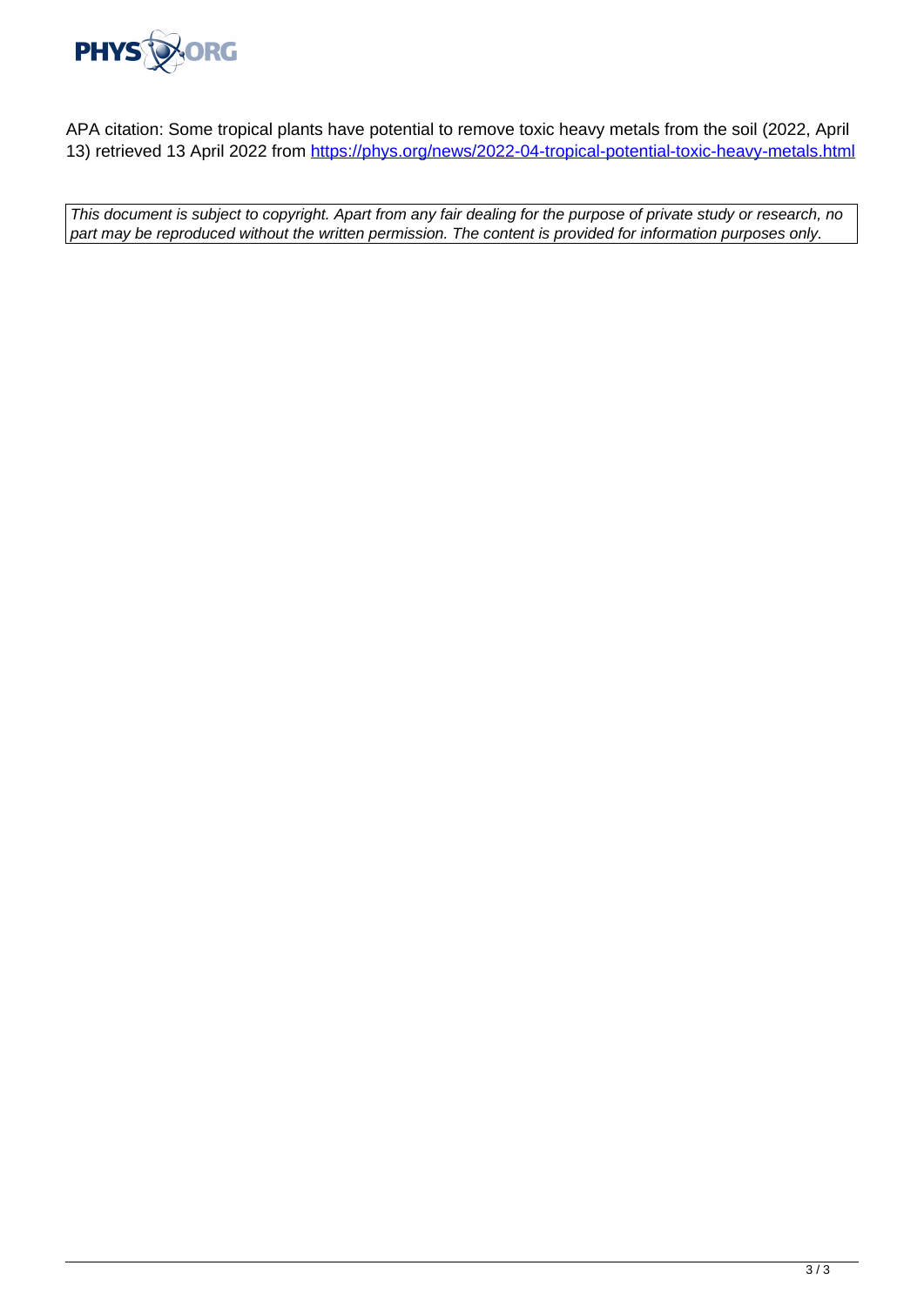APA citation: Some tropical plants have potential to remove toxic heavy metals from the soil (2022, April 13) retrieved 13 April 2022 from https://phys.org/news/2022-04-tropical-potential-toxic-heavy-metals.html

*This document is subject to copyright. Apart from any fair dealing for the purpose of private study or research, no part may be reproduced without the written permission. The content is provided for information purposes only.*